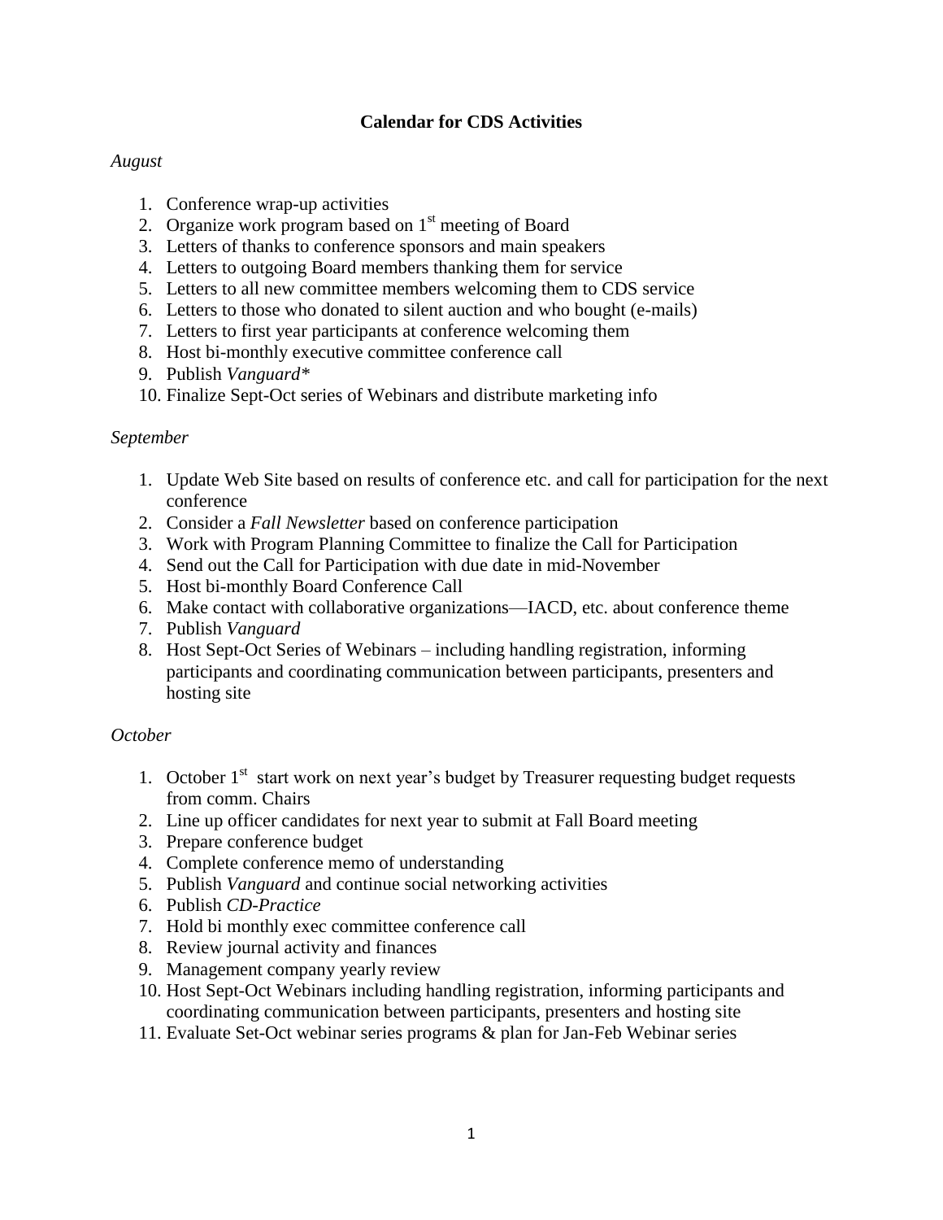# Calendar for CDS Activities

*August*

1. Conference wrap-up activities
2. Organize work program based on 1st meeting of Board
3. Letters of thanks to conference sponsors and main speakers
4. Letters to outgoing Board members thanking them for service
5. Letters to all new committee members welcoming them to CDS service
6. Letters to those who donated to silent auction and who bought (e-mails)
7. Letters to first year participants at conference welcoming them
8. Host bi-monthly executive committee conference call
9. Publish *Vanguard**
10. Finalize Sept-Oct series of Webinars and distribute marketing info

*September*

1. Update Web Site based on results of conference etc. and call for participation for the next conference
2. Consider a *Fall Newsletter* based on conference participation
3. Work with Program Planning Committee to finalize the Call for Participation
4. Send out the Call for Participation with due date in mid-November
5. Host bi-monthly Board Conference Call
6. Make contact with collaborative organizations—IACD, etc. about conference theme
7. Publish *Vanguard*
8. Host Sept-Oct Series of Webinars – including handling registration, informing participants and coordinating communication between participants, presenters and hosting site

*October*

1. October 1st start work on next year's budget by Treasurer requesting budget requests from comm. Chairs
2. Line up officer candidates for next year to submit at Fall Board meeting
3. Prepare conference budget
4. Complete conference memo of understanding
5. Publish *Vanguard* and continue social networking activities
6. Publish *CD-Practice*
7. Hold bi monthly exec committee conference call
8. Review journal activity and finances
9. Management company yearly review
10. Host Sept-Oct Webinars including handling registration, informing participants and coordinating communication between participants, presenters and hosting site
11. Evaluate Set-Oct webinar series programs & plan for Jan-Feb Webinar series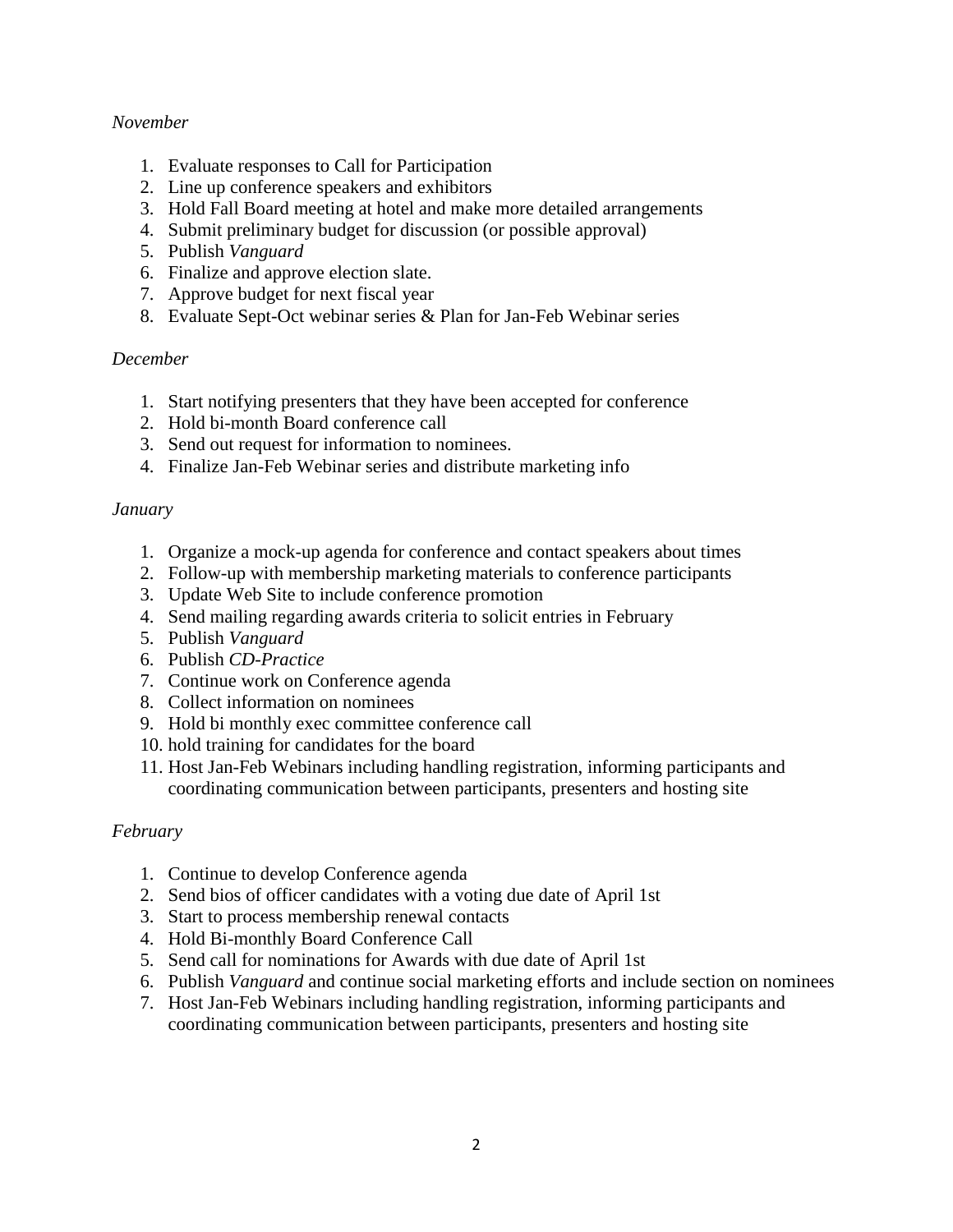*November*

1. Evaluate responses to Call for Participation
2. Line up conference speakers and exhibitors
3. Hold Fall Board meeting at hotel and make more detailed arrangements
4. Submit preliminary budget for discussion (or possible approval)
5. Publish *Vanguard*
6. Finalize and approve election slate.
7. Approve budget for next fiscal year
8. Evaluate Sept-Oct webinar series & Plan for Jan-Feb Webinar series

*December*

1. Start notifying presenters that they have been accepted for conference
2. Hold bi-month Board conference call
3. Send out request for information to nominees.
4. Finalize Jan-Feb Webinar series and distribute marketing info

*January*

1. Organize a mock-up agenda for conference and contact speakers about times
2. Follow-up with membership marketing materials to conference participants
3. Update Web Site to include conference promotion
4. Send mailing regarding awards criteria to solicit entries in February
5. Publish *Vanguard*
6. Publish *CD-Practice*
7. Continue work on Conference agenda
8. Collect information on nominees
9. Hold bi monthly exec committee conference call
10. hold training for candidates for the board
11. Host Jan-Feb Webinars including handling registration, informing participants and coordinating communication between participants, presenters and hosting site

*February*

1. Continue to develop Conference agenda
2. Send bios of officer candidates with a voting due date of April 1st
3. Start to process membership renewal contacts
4. Hold Bi-monthly Board Conference Call
5. Send call for nominations for Awards with due date of April 1st
6. Publish *Vanguard* and continue social marketing efforts and include section on nominees
7. Host Jan-Feb Webinars including handling registration, informing participants and coordinating communication between participants, presenters and hosting site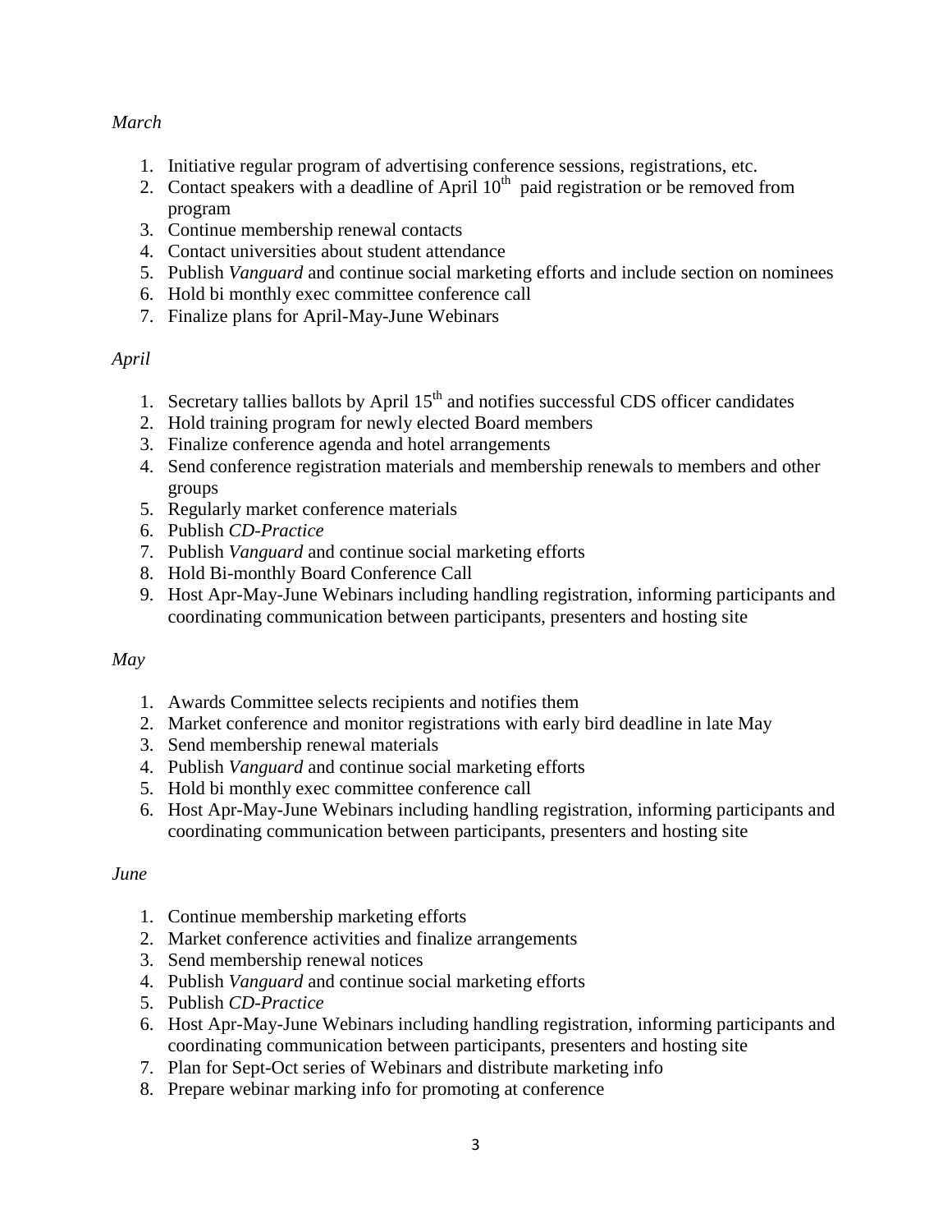*March*

1. Initiative regular program of advertising conference sessions, registrations, etc.
2. Contact speakers with a deadline of April 10th paid registration or be removed from program
3. Continue membership renewal contacts
4. Contact universities about student attendance
5. Publish *Vanguard* and continue social marketing efforts and include section on nominees
6. Hold bi monthly exec committee conference call
7. Finalize plans for April-May-June Webinars

*April*

1. Secretary tallies ballots by April 15th and notifies successful CDS officer candidates
2. Hold training program for newly elected Board members
3. Finalize conference agenda and hotel arrangements
4. Send conference registration materials and membership renewals to members and other groups
5. Regularly market conference materials
6. Publish *CD-Practice*
7. Publish *Vanguard* and continue social marketing efforts
8. Hold Bi-monthly Board Conference Call
9. Host Apr-May-June Webinars including handling registration, informing participants and coordinating communication between participants, presenters and hosting site

*May*

1. Awards Committee selects recipients and notifies them
2. Market conference and monitor registrations with early bird deadline in late May
3. Send membership renewal materials
4. Publish *Vanguard* and continue social marketing efforts
5. Hold bi monthly exec committee conference call
6. Host Apr-May-June Webinars including handling registration, informing participants and coordinating communication between participants, presenters and hosting site

*June*

1. Continue membership marketing efforts
2. Market conference activities and finalize arrangements
3. Send membership renewal notices
4. Publish *Vanguard* and continue social marketing efforts
5. Publish *CD-Practice*
6. Host Apr-May-June Webinars including handling registration, informing participants and coordinating communication between participants, presenters and hosting site
7. Plan for Sept-Oct series of Webinars and distribute marketing info
8. Prepare webinar marking info for promoting at conference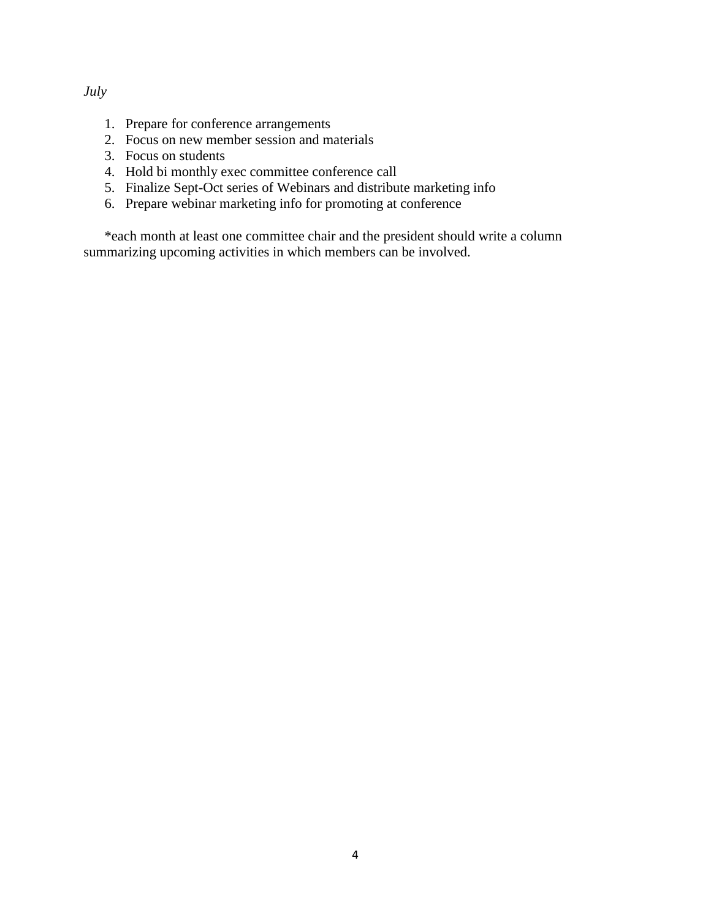*July*

1. Prepare for conference arrangements
2. Focus on new member session and materials
3. Focus on students
4. Hold bi monthly exec committee conference call
5. Finalize Sept-Oct series of Webinars and distribute marketing info
6. Prepare webinar marketing info for promoting at conference

*each month at least one committee chair and the president should write a column summarizing upcoming activities in which members can be involved.